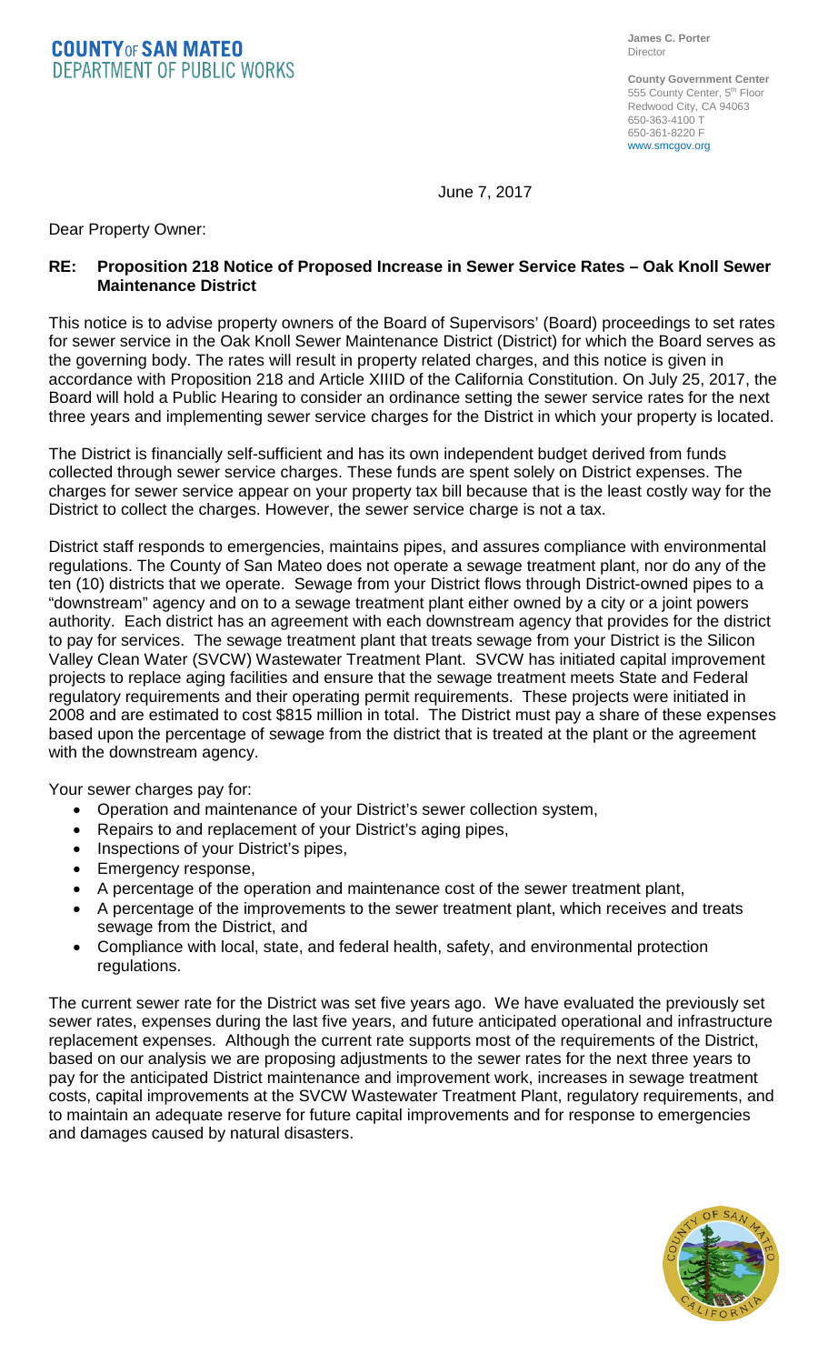# COUNTY OF SAN MATEO
## DEPARTMENT OF PUBLIC WORKS

**James C. Porter**
Director

**County Government Center**
555 County Center, 5th Floor
Redwood City, CA 94063
650-363-4100 T
650-361-8220 F
www.smcgov.org

June 7, 2017

Dear Property Owner:

**RE: Proposition 218 Notice of Proposed Increase in Sewer Service Rates – Oak Knoll Sewer Maintenance District**

This notice is to advise property owners of the Board of Supervisors' (Board) proceedings to set rates for sewer service in the Oak Knoll Sewer Maintenance District (District) for which the Board serves as the governing body. The rates will result in property related charges, and this notice is given in accordance with Proposition 218 and Article XIIID of the California Constitution. On July 25, 2017, the Board will hold a Public Hearing to consider an ordinance setting the sewer service rates for the next three years and implementing sewer service charges for the District in which your property is located.

The District is financially self-sufficient and has its own independent budget derived from funds collected through sewer service charges. These funds are spent solely on District expenses. The charges for sewer service appear on your property tax bill because that is the least costly way for the District to collect the charges. However, the sewer service charge is not a tax.

District staff responds to emergencies, maintains pipes, and assures compliance with environmental regulations. The County of San Mateo does not operate a sewage treatment plant, nor do any of the ten (10) districts that we operate. Sewage from your District flows through District-owned pipes to a "downstream" agency and on to a sewage treatment plant either owned by a city or a joint powers authority. Each district has an agreement with each downstream agency that provides for the district to pay for services. The sewage treatment plant that treats sewage from your District is the Silicon Valley Clean Water (SVCW) Wastewater Treatment Plant. SVCW has initiated capital improvement projects to replace aging facilities and ensure that the sewage treatment meets State and Federal regulatory requirements and their operating permit requirements. These projects were initiated in 2008 and are estimated to cost $815 million in total. The District must pay a share of these expenses based upon the percentage of sewage from the district that is treated at the plant or the agreement with the downstream agency.

Your sewer charges pay for:

- Operation and maintenance of your District's sewer collection system,
- Repairs to and replacement of your District's aging pipes,
- Inspections of your District's pipes,
- Emergency response,
- A percentage of the operation and maintenance cost of the sewer treatment plant,
- A percentage of the improvements to the sewer treatment plant, which receives and treats sewage from the District, and
- Compliance with local, state, and federal health, safety, and environmental protection regulations.

The current sewer rate for the District was set five years ago. We have evaluated the previously set sewer rates, expenses during the last five years, and future anticipated operational and infrastructure replacement expenses. Although the current rate supports most of the requirements of the District, based on our analysis we are proposing adjustments to the sewer rates for the next three years to pay for the anticipated District maintenance and improvement work, increases in sewage treatment costs, capital improvements at the SVCW Wastewater Treatment Plant, regulatory requirements, and to maintain an adequate reserve for future capital improvements and for response to emergencies and damages caused by natural disasters.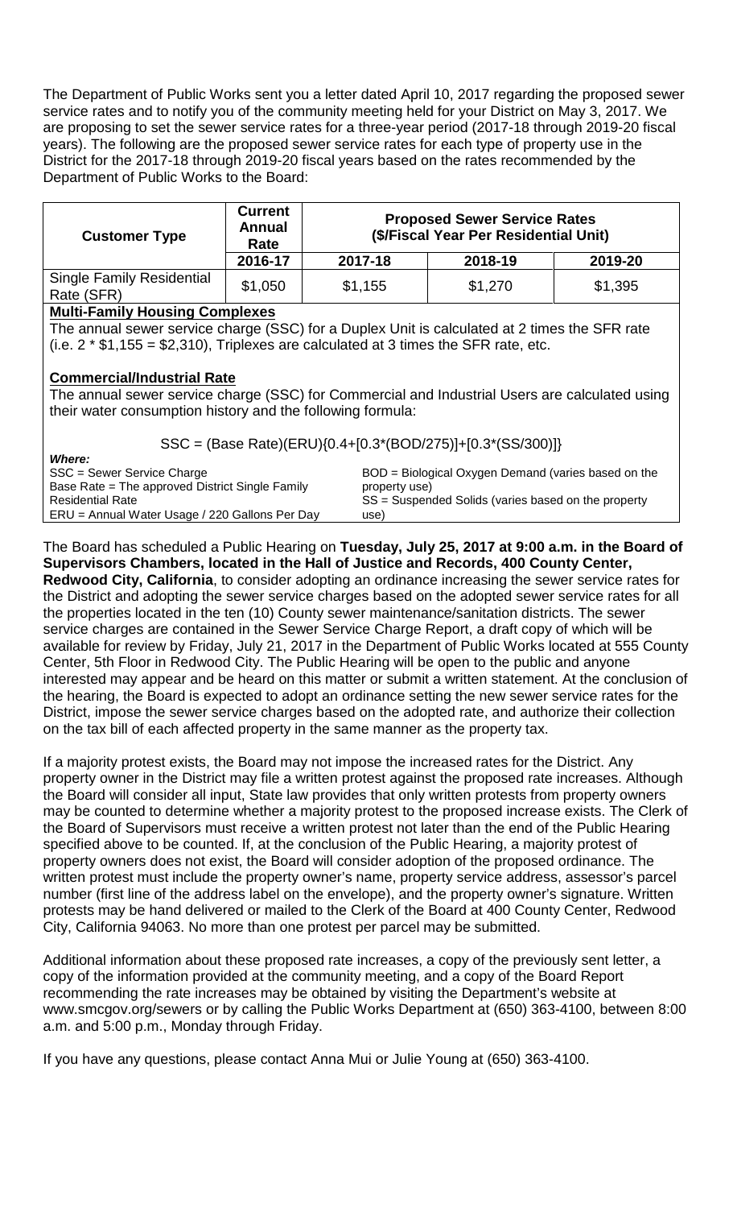The Department of Public Works sent you a letter dated April 10, 2017 regarding the proposed sewer service rates and to notify you of the community meeting held for your District on May 3, 2017. We are proposing to set the sewer service rates for a three-year period (2017-18 through 2019-20 fiscal years). The following are the proposed sewer service rates for each type of property use in the District for the 2017-18 through 2019-20 fiscal years based on the rates recommended by the Department of Public Works to the Board:

| Customer Type | Current Annual Rate | Proposed Sewer Service Rates ($/Fiscal Year Per Residential Unit) | | |
|---|---|---|---|---|
| | 2016-17 | 2017-18 | 2018-19 | 2019-20 |
| Single Family Residential Rate (SFR) | $1,050 | $1,155 | $1,270 | $1,395 |

**Multi-Family Housing Complexes**

The annual sewer service charge (SSC) for a Duplex Unit is calculated at 2 times the SFR rate (i.e. $2 * \$1,155 = \$2,310$), Triplexes are calculated at 3 times the SFR rate, etc.

**Commercial/Industrial Rate**

The annual sewer service charge (SSC) for Commercial and Industrial Users are calculated using their water consumption history and the following formula:

$$SSC = (\text{Base Rate})(ERU)\{0.4+[0.3*(BOD/275)]+[0.3*(SS/300)]\}$$

***Where:***

SSC = Sewer Service Charge

Base Rate = The approved District Single Family Residential Rate

ERU = Annual Water Usage / 220 Gallons Per Day

BOD = Biological Oxygen Demand (varies based on the property use)

SS = Suspended Solids (varies based on the property use)

The Board has scheduled a Public Hearing on **Tuesday, July 25, 2017 at 9:00 a.m. in the Board of Supervisors Chambers, located in the Hall of Justice and Records, 400 County Center, Redwood City, California**, to consider adopting an ordinance increasing the sewer service rates for the District and adopting the sewer service charges based on the adopted sewer service rates for all the properties located in the ten (10) County sewer maintenance/sanitation districts. The sewer service charges are contained in the Sewer Service Charge Report, a draft copy of which will be available for review by Friday, July 21, 2017 in the Department of Public Works located at 555 County Center, 5th Floor in Redwood City. The Public Hearing will be open to the public and anyone interested may appear and be heard on this matter or submit a written statement. At the conclusion of the hearing, the Board is expected to adopt an ordinance setting the new sewer service rates for the District, impose the sewer service charges based on the adopted rate, and authorize their collection on the tax bill of each affected property in the same manner as the property tax.

If a majority protest exists, the Board may not impose the increased rates for the District. Any property owner in the District may file a written protest against the proposed rate increases. Although the Board will consider all input, State law provides that only written protests from property owners may be counted to determine whether a majority protest to the proposed increase exists. The Clerk of the Board of Supervisors must receive a written protest not later than the end of the Public Hearing specified above to be counted. If, at the conclusion of the Public Hearing, a majority protest of property owners does not exist, the Board will consider adoption of the proposed ordinance. The written protest must include the property owner's name, property service address, assessor's parcel number (first line of the address label on the envelope), and the property owner's signature. Written protests may be hand delivered or mailed to the Clerk of the Board at 400 County Center, Redwood City, California 94063. No more than one protest per parcel may be submitted.

Additional information about these proposed rate increases, a copy of the previously sent letter, a copy of the information provided at the community meeting, and a copy of the Board Report recommending the rate increases may be obtained by visiting the Department's website at www.smcgov.org/sewers or by calling the Public Works Department at (650) 363-4100, between 8:00 a.m. and 5:00 p.m., Monday through Friday.

If you have any questions, please contact Anna Mui or Julie Young at (650) 363-4100.